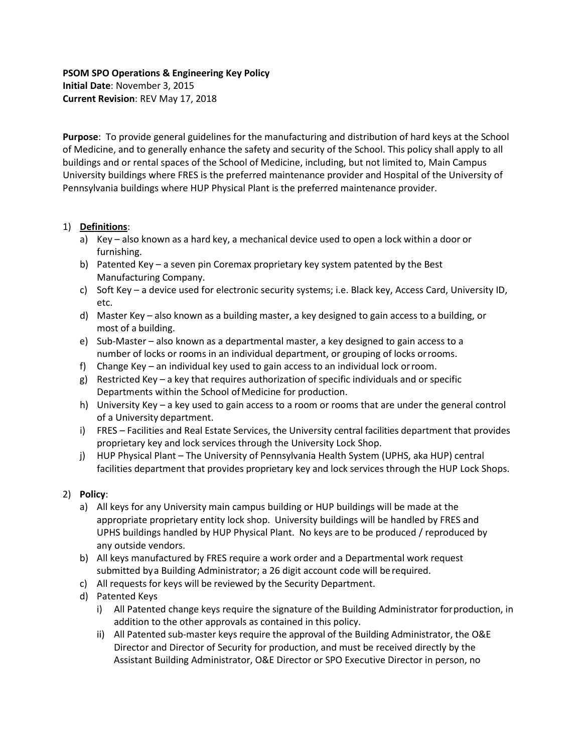**PSOM SPO Operations & Engineering Key Policy**
**Initial Date**: November 3, 2015
**Current Revision**: REV May 17, 2018

**Purpose**: To provide general guidelines for the manufacturing and distribution of hard keys at the School of Medicine, and to generally enhance the safety and security of the School. This policy shall apply to all buildings and or rental spaces of the School of Medicine, including, but not limited to, Main Campus University buildings where FRES is the preferred maintenance provider and Hospital of the University of Pennsylvania buildings where HUP Physical Plant is the preferred maintenance provider.

1) **Definitions**:
   a) Key – also known as a hard key, a mechanical device used to open a lock within a door or furnishing.
   b) Patented Key – a seven pin Coremax proprietary key system patented by the Best Manufacturing Company.
   c) Soft Key – a device used for electronic security systems; i.e. Black key, Access Card, University ID, etc.
   d) Master Key – also known as a building master, a key designed to gain access to a building, or most of a building.
   e) Sub-Master – also known as a departmental master, a key designed to gain access to a number of locks or rooms in an individual department, or grouping of locks or rooms.
   f) Change Key – an individual key used to gain access to an individual lock or room.
   g) Restricted Key – a key that requires authorization of specific individuals and or specific Departments within the School of Medicine for production.
   h) University Key – a key used to gain access to a room or rooms that are under the general control of a University department.
   i) FRES – Facilities and Real Estate Services, the University central facilities department that provides proprietary key and lock services through the University Lock Shop.
   j) HUP Physical Plant – The University of Pennsylvania Health System (UPHS, aka HUP) central facilities department that provides proprietary key and lock services through the HUP Lock Shops.

2) **Policy**:
   a) All keys for any University main campus building or HUP buildings will be made at the appropriate proprietary entity lock shop. University buildings will be handled by FRES and UPHS buildings handled by HUP Physical Plant. No keys are to be produced / reproduced by any outside vendors.
   b) All keys manufactured by FRES require a work order and a Departmental work request submitted by a Building Administrator; a 26 digit account code will be required.
   c) All requests for keys will be reviewed by the Security Department.
   d) Patented Keys
      i) All Patented change keys require the signature of the Building Administrator for production, in addition to the other approvals as contained in this policy.
      ii) All Patented sub-master keys require the approval of the Building Administrator, the O&E Director and Director of Security for production, and must be received directly by the Assistant Building Administrator, O&E Director or SPO Executive Director in person, no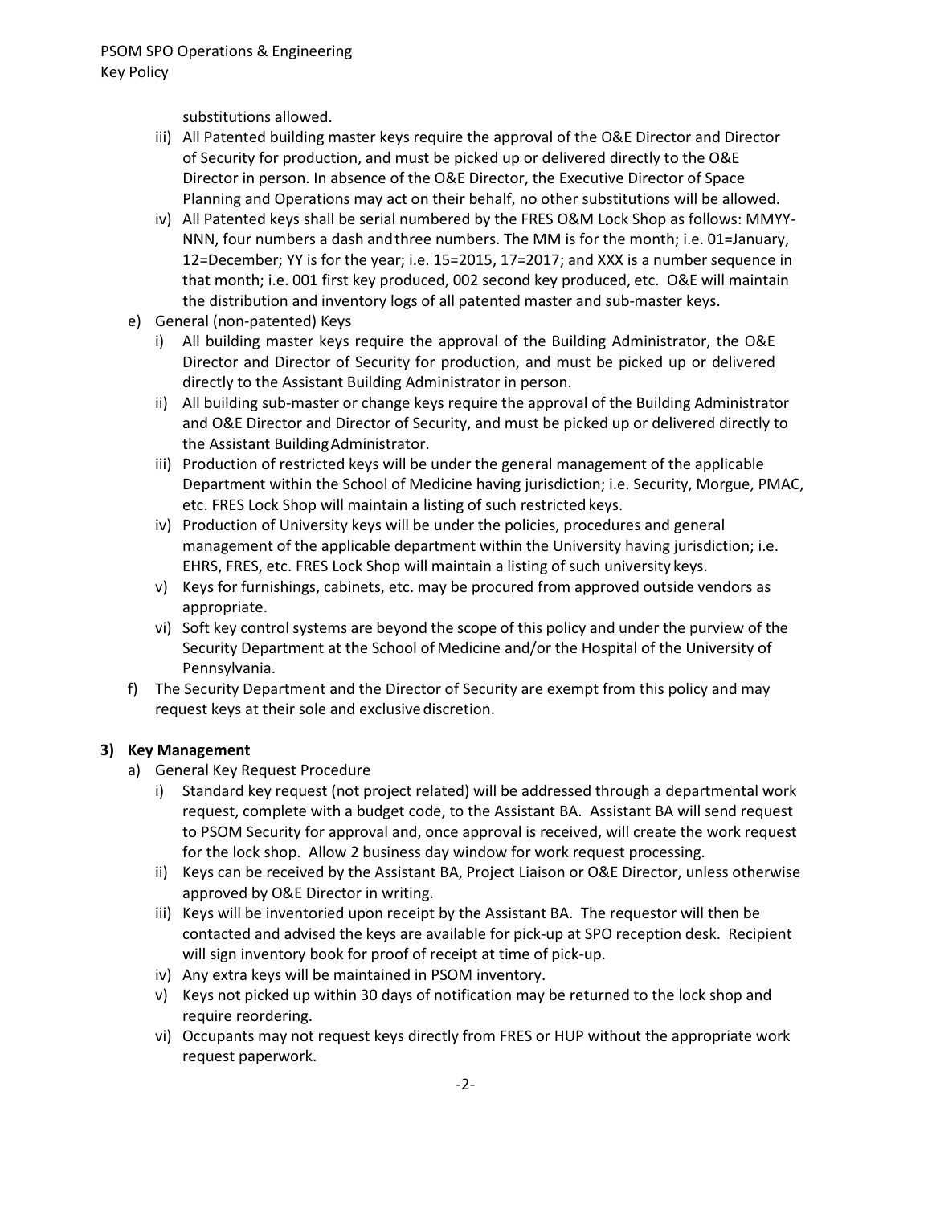substitutions allowed.

iii) All Patented building master keys require the approval of the O&E Director and Director of Security for production, and must be picked up or delivered directly to the O&E Director in person. In absence of the O&E Director, the Executive Director of Space Planning and Operations may act on their behalf, no other substitutions will be allowed.

iv) All Patented keys shall be serial numbered by the FRES O&M Lock Shop as follows: MMYY-NNN, four numbers a dash and three numbers. The MM is for the month; i.e. 01=January, 12=December; YY is for the year; i.e. 15=2015, 17=2017; and XXX is a number sequence in that month; i.e. 001 first key produced, 002 second key produced, etc. O&E will maintain the distribution and inventory logs of all patented master and sub-master keys.

e) General (non-patented) Keys

i) All building master keys require the approval of the Building Administrator, the O&E Director and Director of Security for production, and must be picked up or delivered directly to the Assistant Building Administrator in person.

ii) All building sub-master or change keys require the approval of the Building Administrator and O&E Director and Director of Security, and must be picked up or delivered directly to the Assistant Building Administrator.

iii) Production of restricted keys will be under the general management of the applicable Department within the School of Medicine having jurisdiction; i.e. Security, Morgue, PMAC, etc. FRES Lock Shop will maintain a listing of such restricted keys.

iv) Production of University keys will be under the policies, procedures and general management of the applicable department within the University having jurisdiction; i.e. EHRS, FRES, etc. FRES Lock Shop will maintain a listing of such university keys.

v) Keys for furnishings, cabinets, etc. may be procured from approved outside vendors as appropriate.

vi) Soft key control systems are beyond the scope of this policy and under the purview of the Security Department at the School of Medicine and/or the Hospital of the University of Pennsylvania.

f) The Security Department and the Director of Security are exempt from this policy and may request keys at their sole and exclusive discretion.

## 3) Key Management

a) General Key Request Procedure

i) Standard key request (not project related) will be addressed through a departmental work request, complete with a budget code, to the Assistant BA. Assistant BA will send request to PSOM Security for approval and, once approval is received, will create the work request for the lock shop. Allow 2 business day window for work request processing.

ii) Keys can be received by the Assistant BA, Project Liaison or O&E Director, unless otherwise approved by O&E Director in writing.

iii) Keys will be inventoried upon receipt by the Assistant BA. The requestor will then be contacted and advised the keys are available for pick-up at SPO reception desk. Recipient will sign inventory book for proof of receipt at time of pick-up.

iv) Any extra keys will be maintained in PSOM inventory.

v) Keys not picked up within 30 days of notification may be returned to the lock shop and require reordering.

vi) Occupants may not request keys directly from FRES or HUP without the appropriate work request paperwork.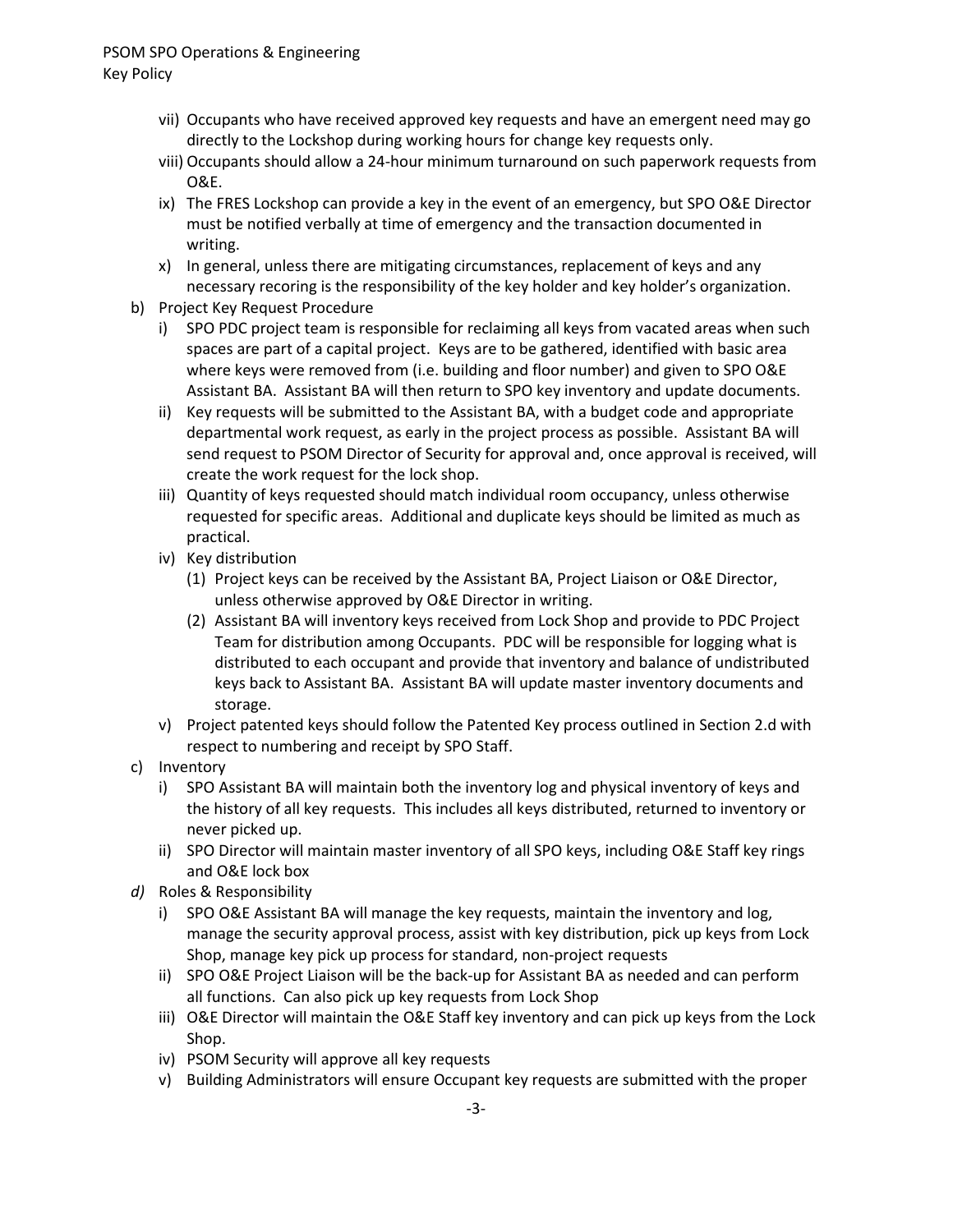- vii) Occupants who have received approved key requests and have an emergent need may go directly to the Lockshop during working hours for change key requests only.
- viii) Occupants should allow a 24-hour minimum turnaround on such paperwork requests from O&E.
- ix) The FRES Lockshop can provide a key in the event of an emergency, but SPO O&E Director must be notified verbally at time of emergency and the transaction documented in writing.
- x) In general, unless there are mitigating circumstances, replacement of keys and any necessary recoring is the responsibility of the key holder and key holder's organization.

b) Project Key Request Procedure

- i) SPO PDC project team is responsible for reclaiming all keys from vacated areas when such spaces are part of a capital project. Keys are to be gathered, identified with basic area where keys were removed from (i.e. building and floor number) and given to SPO O&E Assistant BA. Assistant BA will then return to SPO key inventory and update documents.
- ii) Key requests will be submitted to the Assistant BA, with a budget code and appropriate departmental work request, as early in the project process as possible. Assistant BA will send request to PSOM Director of Security for approval and, once approval is received, will create the work request for the lock shop.
- iii) Quantity of keys requested should match individual room occupancy, unless otherwise requested for specific areas. Additional and duplicate keys should be limited as much as practical.
- iv) Key distribution
  - (1) Project keys can be received by the Assistant BA, Project Liaison or O&E Director, unless otherwise approved by O&E Director in writing.
  - (2) Assistant BA will inventory keys received from Lock Shop and provide to PDC Project Team for distribution among Occupants. PDC will be responsible for logging what is distributed to each occupant and provide that inventory and balance of undistributed keys back to Assistant BA. Assistant BA will update master inventory documents and storage.
- v) Project patented keys should follow the Patented Key process outlined in Section 2.d with respect to numbering and receipt by SPO Staff.

c) Inventory

- i) SPO Assistant BA will maintain both the inventory log and physical inventory of keys and the history of all key requests. This includes all keys distributed, returned to inventory or never picked up.
- ii) SPO Director will maintain master inventory of all SPO keys, including O&E Staff key rings and O&E lock box

*d)* Roles & Responsibility

- i) SPO O&E Assistant BA will manage the key requests, maintain the inventory and log, manage the security approval process, assist with key distribution, pick up keys from Lock Shop, manage key pick up process for standard, non-project requests
- ii) SPO O&E Project Liaison will be the back-up for Assistant BA as needed and can perform all functions. Can also pick up key requests from Lock Shop
- iii) O&E Director will maintain the O&E Staff key inventory and can pick up keys from the Lock Shop.
- iv) PSOM Security will approve all key requests
- v) Building Administrators will ensure Occupant key requests are submitted with the proper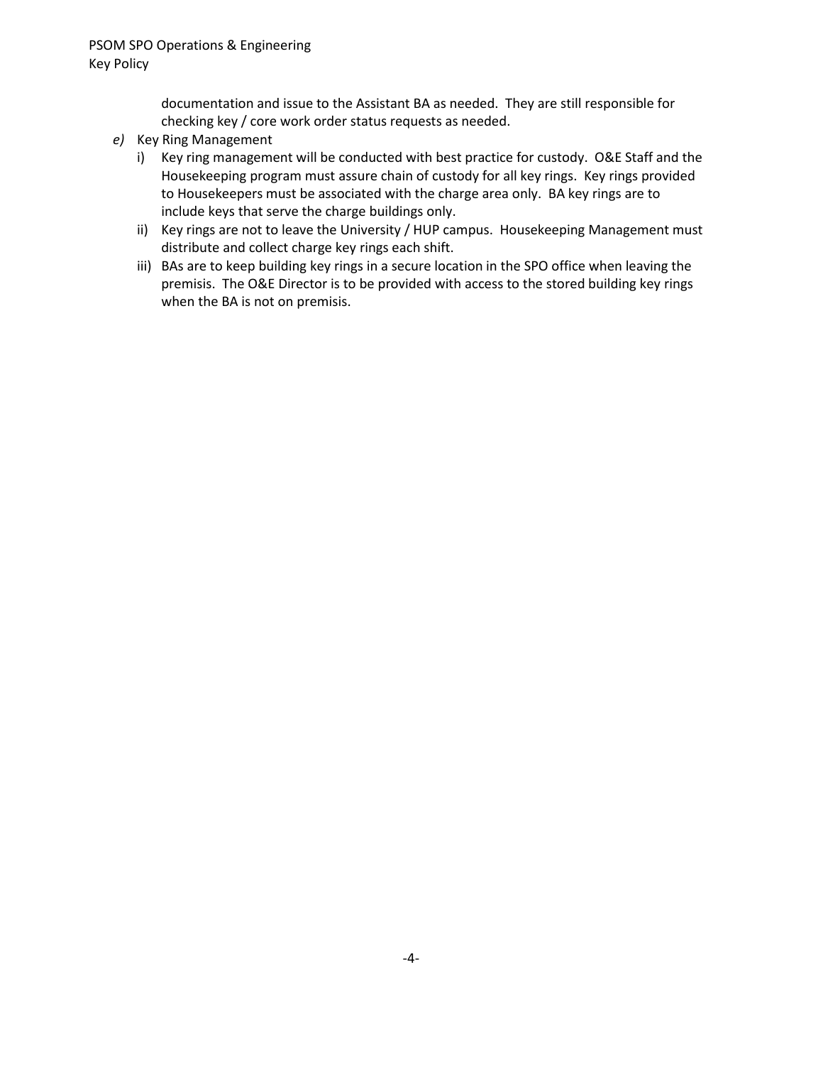documentation and issue to the Assistant BA as needed. They are still responsible for checking key / core work order status requests as needed.

*e)* Key Ring Management

   i) Key ring management will be conducted with best practice for custody. O&E Staff and the Housekeeping program must assure chain of custody for all key rings. Key rings provided to Housekeepers must be associated with the charge area only. BA key rings are to include keys that serve the charge buildings only.

   ii) Key rings are not to leave the University / HUP campus. Housekeeping Management must distribute and collect charge key rings each shift.

   iii) BAs are to keep building key rings in a secure location in the SPO office when leaving the premisis. The O&E Director is to be provided with access to the stored building key rings when the BA is not on premisis.